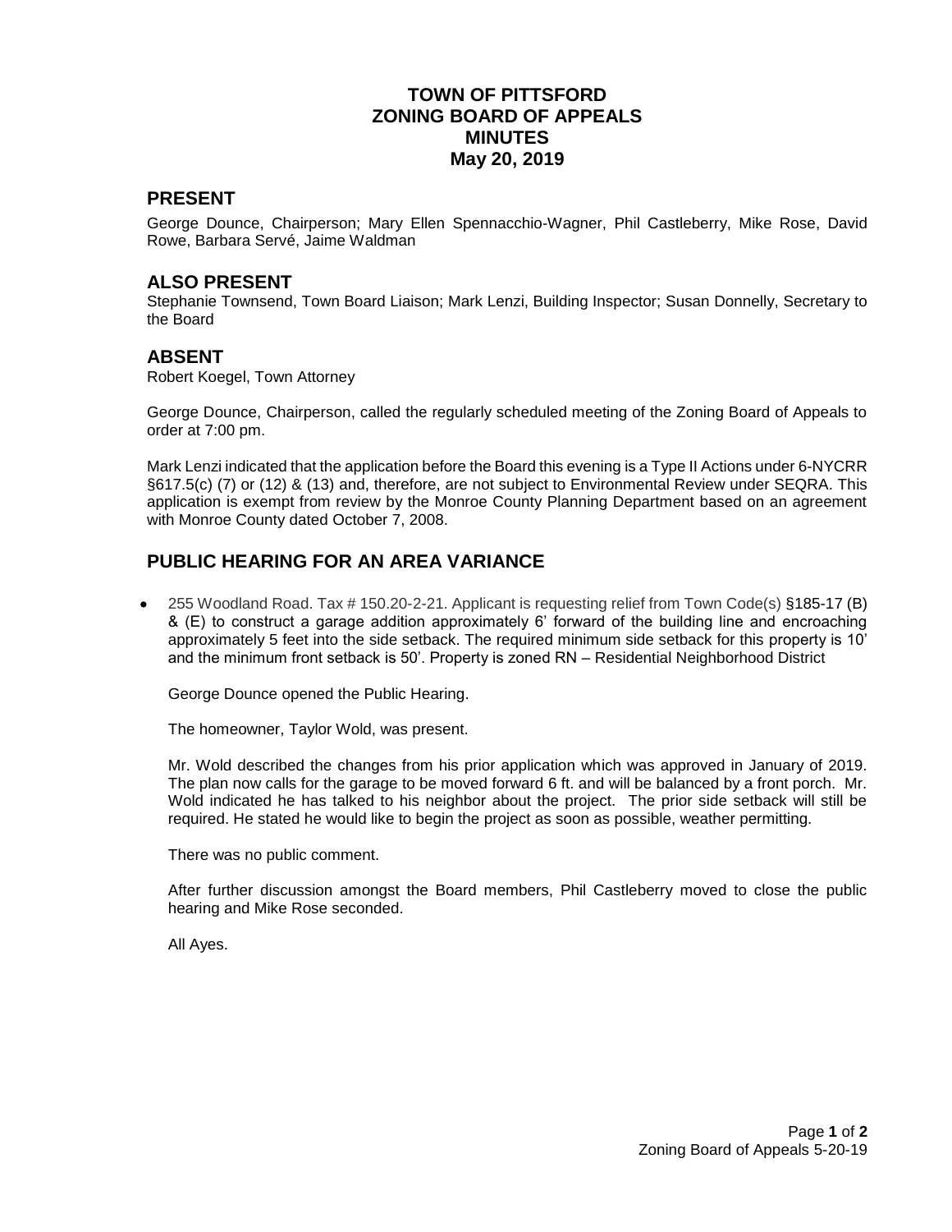# TOWN OF PITTSFORD
# ZONING BOARD OF APPEALS
# MINUTES
# May 20, 2019

## PRESENT

George Dounce, Chairperson; Mary Ellen Spennacchio-Wagner, Phil Castleberry, Mike Rose, David Rowe, Barbara Servé, Jaime Waldman

## ALSO PRESENT

Stephanie Townsend, Town Board Liaison; Mark Lenzi, Building Inspector; Susan Donnelly, Secretary to the Board

## ABSENT

Robert Koegel, Town Attorney

George Dounce, Chairperson, called the regularly scheduled meeting of the Zoning Board of Appeals to order at 7:00 pm.

Mark Lenzi indicated that the application before the Board this evening is a Type II Actions under 6-NYCRR §617.5(c) (7) or (12) & (13) and, therefore, are not subject to Environmental Review under SEQRA. This application is exempt from review by the Monroe County Planning Department based on an agreement with Monroe County dated October 7, 2008.

## PUBLIC HEARING FOR AN AREA VARIANCE

- 255 Woodland Road. Tax # 150.20-2-21. Applicant is requesting relief from Town Code(s) §185-17 (B) & (E) to construct a garage addition approximately 6' forward of the building line and encroaching approximately 5 feet into the side setback. The required minimum side setback for this property is 10' and the minimum front setback is 50'. Property is zoned RN – Residential Neighborhood District

  George Dounce opened the Public Hearing.

  The homeowner, Taylor Wold, was present.

  Mr. Wold described the changes from his prior application which was approved in January of 2019. The plan now calls for the garage to be moved forward 6 ft. and will be balanced by a front porch. Mr. Wold indicated he has talked to his neighbor about the project. The prior side setback will still be required. He stated he would like to begin the project as soon as possible, weather permitting.

  There was no public comment.

  After further discussion amongst the Board members, Phil Castleberry moved to close the public hearing and Mike Rose seconded.

  All Ayes.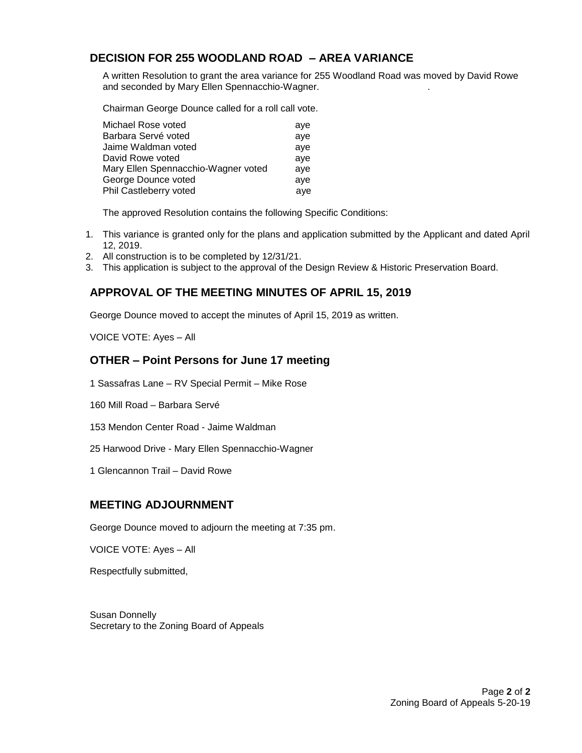## DECISION FOR 255 WOODLAND ROAD – AREA VARIANCE

A written Resolution to grant the area variance for 255 Woodland Road was moved by David Rowe and seconded by Mary Ellen Spennacchio-Wagner.

Chairman George Dounce called for a roll call vote.

| | |
|---|---|
| Michael Rose voted | aye |
| Barbara Servé voted | aye |
| Jaime Waldman voted | aye |
| David Rowe voted | aye |
| Mary Ellen Spennacchio-Wagner voted | aye |
| George Dounce voted | aye |
| Phil Castleberry voted | aye |

The approved Resolution contains the following Specific Conditions:

1. This variance is granted only for the plans and application submitted by the Applicant and dated April 12, 2019.
2. All construction is to be completed by 12/31/21.
3. This application is subject to the approval of the Design Review & Historic Preservation Board.

## APPROVAL OF THE MEETING MINUTES OF APRIL 15, 2019

George Dounce moved to accept the minutes of April 15, 2019 as written.

VOICE VOTE: Ayes – All

## OTHER – Point Persons for June 17 meeting

1 Sassafras Lane – RV Special Permit – Mike Rose

160 Mill Road – Barbara Servé

153 Mendon Center Road - Jaime Waldman

25 Harwood Drive - Mary Ellen Spennacchio-Wagner

1 Glencannon Trail – David Rowe

## MEETING ADJOURNMENT

George Dounce moved to adjourn the meeting at 7:35 pm.

VOICE VOTE: Ayes – All

Respectfully submitted,

Susan Donnelly
Secretary to the Zoning Board of Appeals